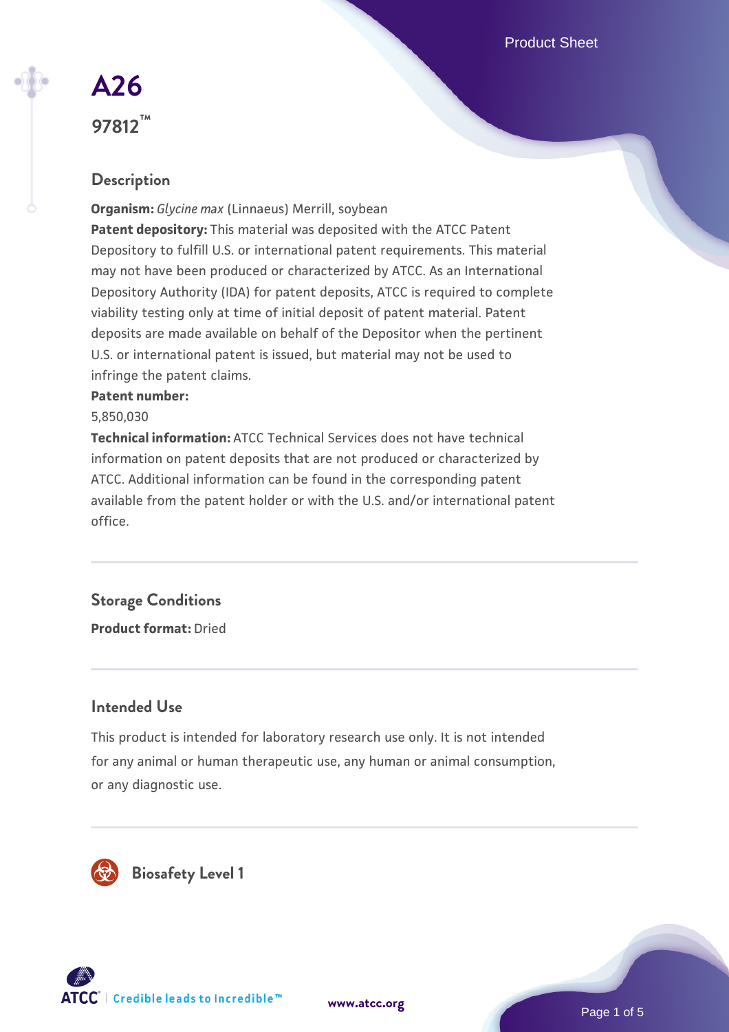# A26

## 97812™

### Description

**Organism:** *Glycine max* (Linnaeus) Merrill, soybean

**Patent depository:** This material was deposited with the ATCC Patent Depository to fulfill U.S. or international patent requirements. This material may not have been produced or characterized by ATCC. As an International Depository Authority (IDA) for patent deposits, ATCC is required to complete viability testing only at time of initial deposit of patent material. Patent deposits are made available on behalf of the Depositor when the pertinent U.S. or international patent is issued, but material may not be used to infringe the patent claims.

**Patent number:**

5,850,030

**Technical information:** ATCC Technical Services does not have technical information on patent deposits that are not produced or characterized by ATCC. Additional information can be found in the corresponding patent available from the patent holder or with the U.S. and/or international patent office.

### Storage Conditions

**Product format:** Dried

### Intended Use

This product is intended for laboratory research use only. It is not intended for any animal or human therapeutic use, any human or animal consumption, or any diagnostic use.

### Biosafety Level 1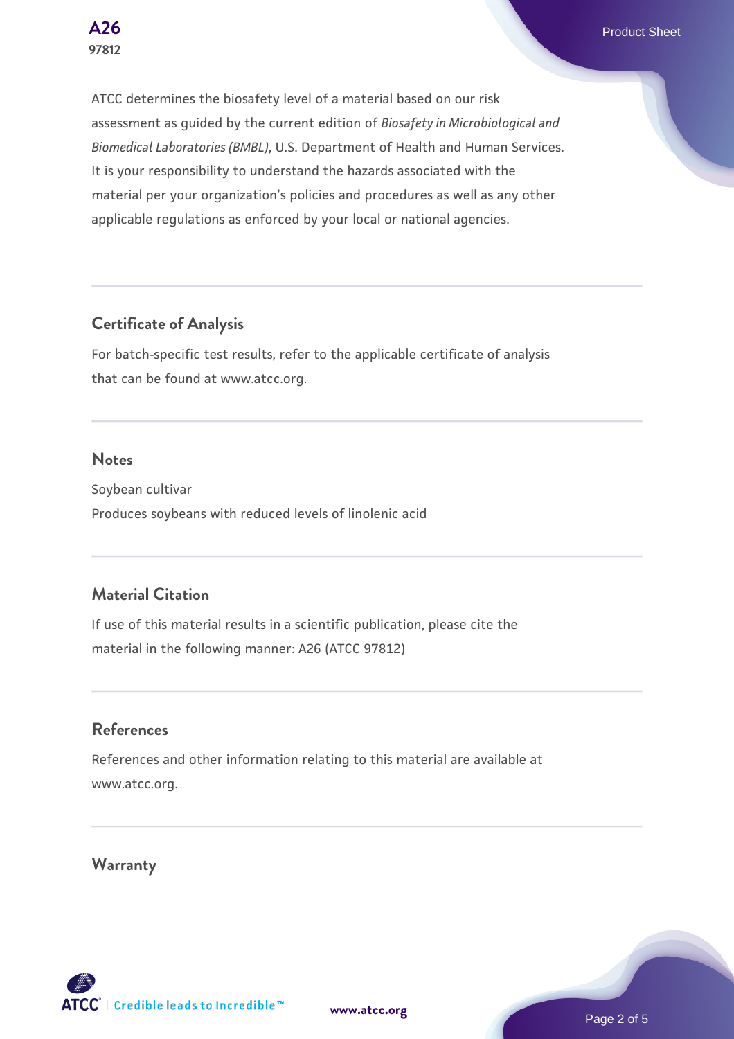ATCC determines the biosafety level of a material based on our risk assessment as guided by the current edition of *Biosafety in Microbiological and Biomedical Laboratories (BMBL)*, U.S. Department of Health and Human Services. It is your responsibility to understand the hazards associated with the material per your organization's policies and procedures as well as any other applicable regulations as enforced by your local or national agencies.

## Certificate of Analysis

For batch-specific test results, refer to the applicable certificate of analysis that can be found at www.atcc.org.

## Notes

Soybean cultivar
Produces soybeans with reduced levels of linolenic acid

## Material Citation

If use of this material results in a scientific publication, please cite the material in the following manner: A26 (ATCC 97812)

## References

References and other information relating to this material are available at www.atcc.org.

## Warranty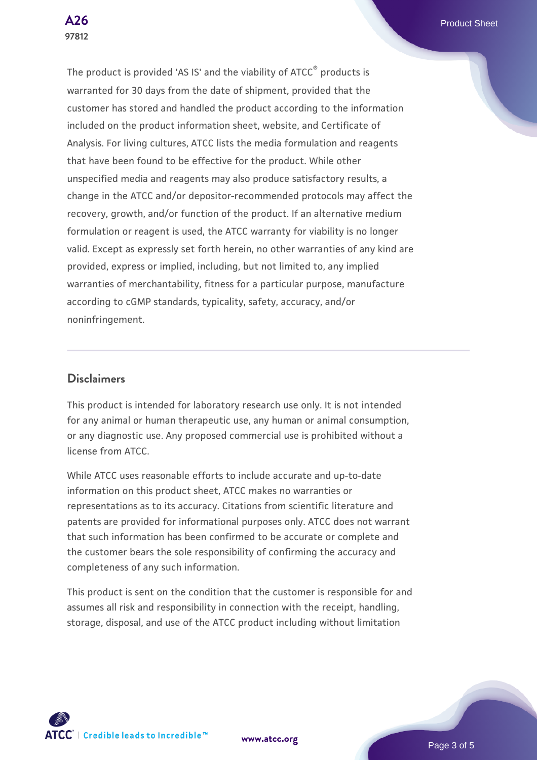The product is provided 'AS IS' and the viability of ATCC® products is warranted for 30 days from the date of shipment, provided that the customer has stored and handled the product according to the information included on the product information sheet, website, and Certificate of Analysis. For living cultures, ATCC lists the media formulation and reagents that have been found to be effective for the product. While other unspecified media and reagents may also produce satisfactory results, a change in the ATCC and/or depositor-recommended protocols may affect the recovery, growth, and/or function of the product. If an alternative medium formulation or reagent is used, the ATCC warranty for viability is no longer valid. Except as expressly set forth herein, no other warranties of any kind are provided, express or implied, including, but not limited to, any implied warranties of merchantability, fitness for a particular purpose, manufacture according to cGMP standards, typicality, safety, accuracy, and/or noninfringement.

## Disclaimers

This product is intended for laboratory research use only. It is not intended for any animal or human therapeutic use, any human or animal consumption, or any diagnostic use. Any proposed commercial use is prohibited without a license from ATCC.

While ATCC uses reasonable efforts to include accurate and up-to-date information on this product sheet, ATCC makes no warranties or representations as to its accuracy. Citations from scientific literature and patents are provided for informational purposes only. ATCC does not warrant that such information has been confirmed to be accurate or complete and the customer bears the sole responsibility of confirming the accuracy and completeness of any such information.

This product is sent on the condition that the customer is responsible for and assumes all risk and responsibility in connection with the receipt, handling, storage, disposal, and use of the ATCC product including without limitation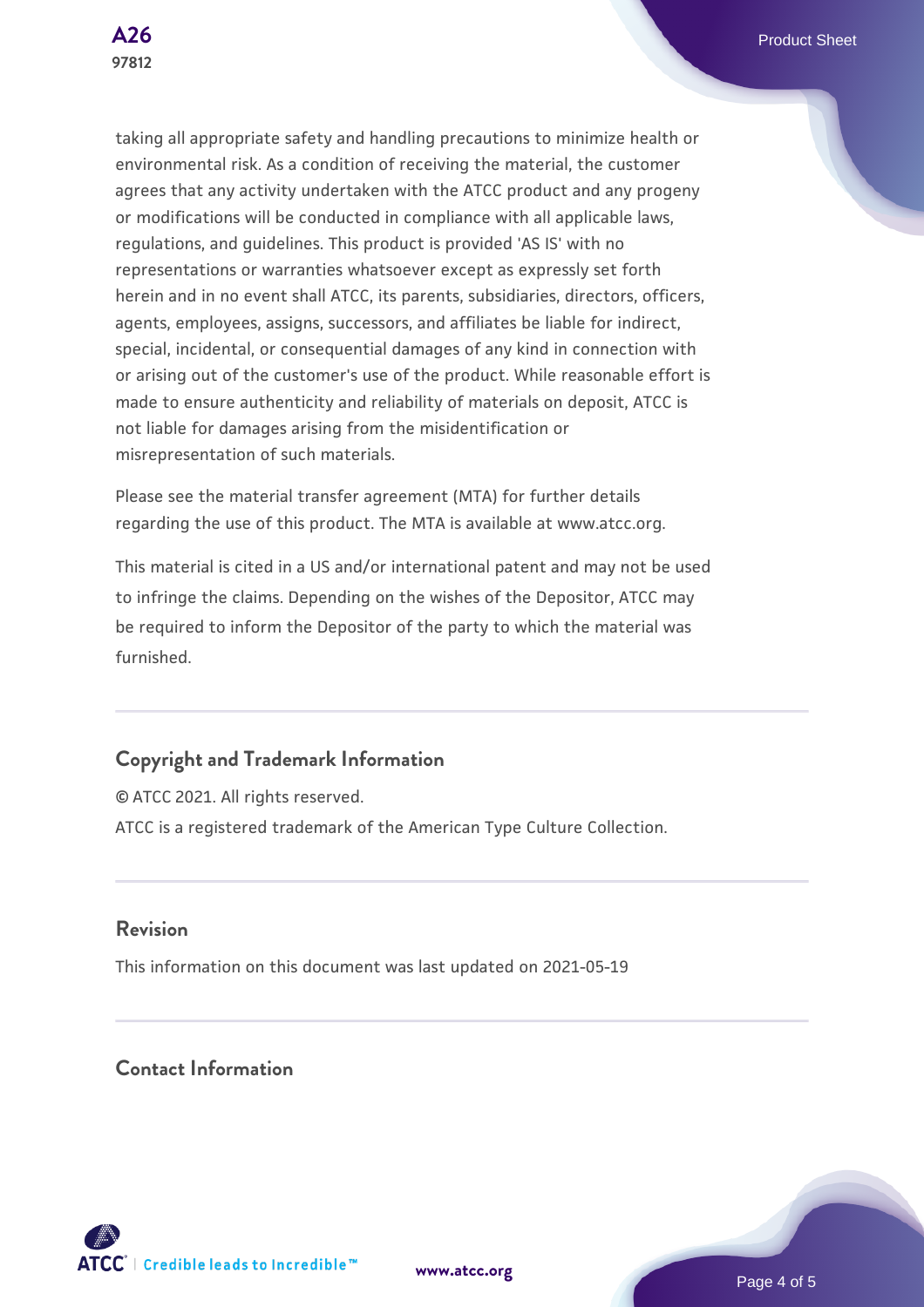taking all appropriate safety and handling precautions to minimize health or environmental risk. As a condition of receiving the material, the customer agrees that any activity undertaken with the ATCC product and any progeny or modifications will be conducted in compliance with all applicable laws, regulations, and guidelines. This product is provided 'AS IS' with no representations or warranties whatsoever except as expressly set forth herein and in no event shall ATCC, its parents, subsidiaries, directors, officers, agents, employees, assigns, successors, and affiliates be liable for indirect, special, incidental, or consequential damages of any kind in connection with or arising out of the customer's use of the product. While reasonable effort is made to ensure authenticity and reliability of materials on deposit, ATCC is not liable for damages arising from the misidentification or misrepresentation of such materials.

Please see the material transfer agreement (MTA) for further details regarding the use of this product. The MTA is available at www.atcc.org.

This material is cited in a US and/or international patent and may not be used to infringe the claims. Depending on the wishes of the Depositor, ATCC may be required to inform the Depositor of the party to which the material was furnished.

## Copyright and Trademark Information

© ATCC 2021. All rights reserved.

ATCC is a registered trademark of the American Type Culture Collection.

## Revision

This information on this document was last updated on 2021-05-19

## Contact Information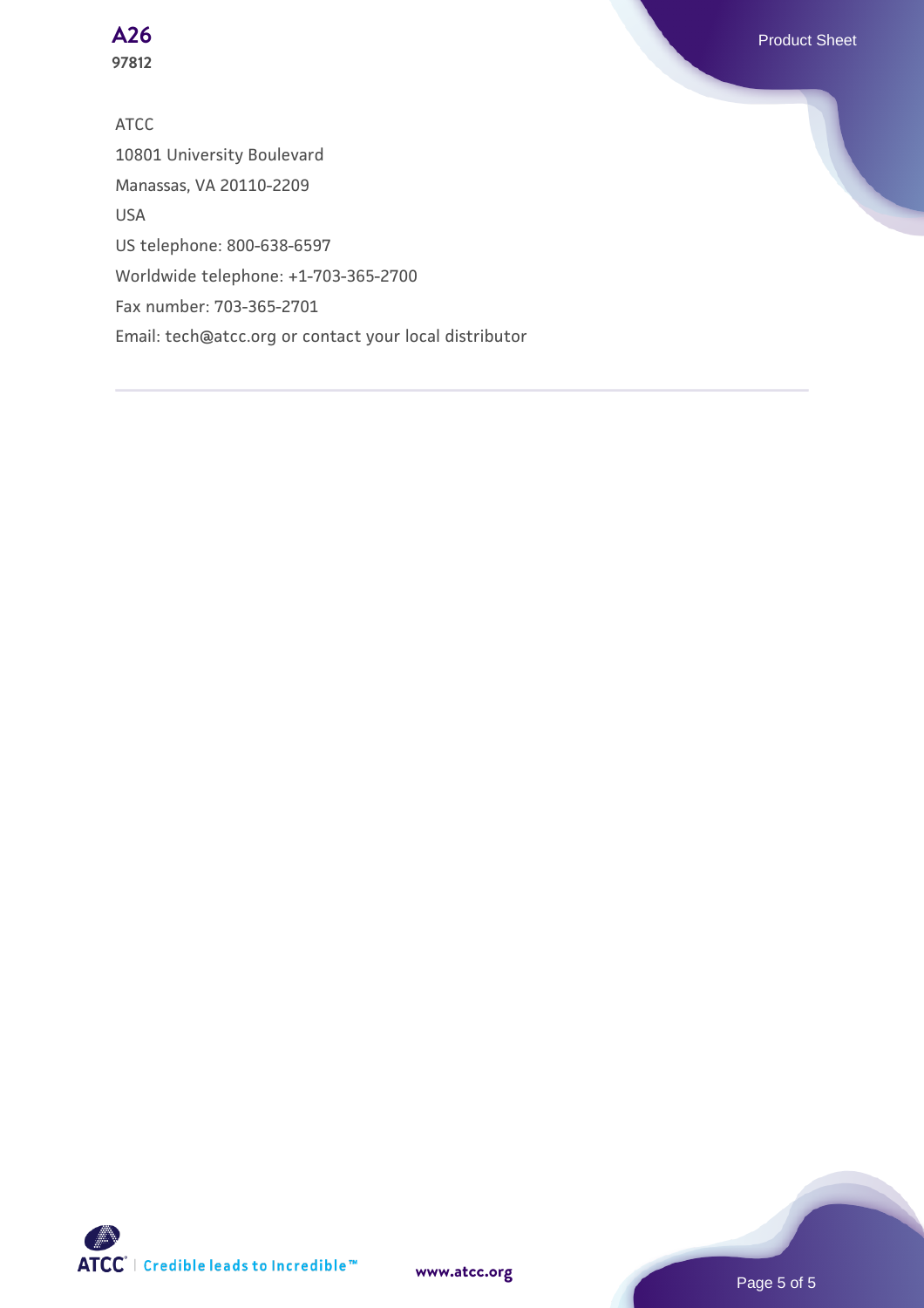ATCC

10801 University Boulevard

Manassas, VA 20110-2209

USA

US telephone: 800-638-6597

Worldwide telephone: +1-703-365-2700

Fax number: 703-365-2701

Email: tech@atcc.org or contact your local distributor